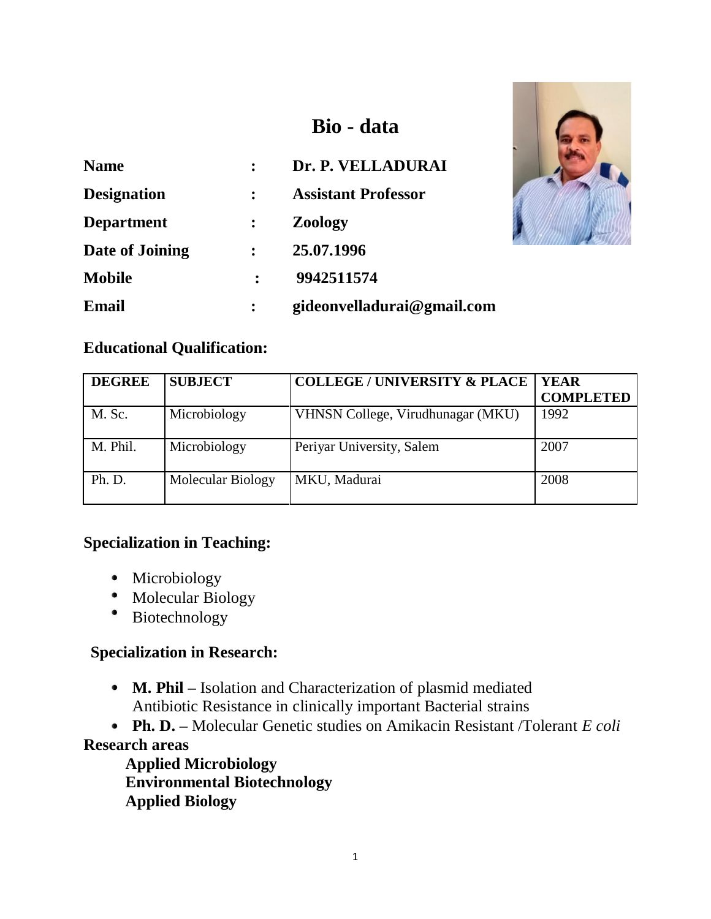# Bio - data

**Name** : **Dr. P. VELLADURAI**

**Designation** : **Assistant Professor**

**Department** : **Zoology**

**Date of Joining** : **25.07.1996**

**Mobile** : **9942511574**

**Email** : **gideonvelladurai@gmail.com**

## Educational Qualification:

| DEGREE | SUBJECT | COLLEGE / UNIVERSITY & PLACE | YEAR COMPLETED |
|---|---|---|---|
| M. Sc. | Microbiology | VHNSN College, Virudhunagar (MKU) | 1992 |
| M. Phil. | Microbiology | Periyar University, Salem | 2007 |
| Ph. D. | Molecular Biology | MKU, Madurai | 2008 |

## Specialization in Teaching:

- Microbiology
- Molecular Biology
- Biotechnology

## Specialization in Research:

- **M. Phil –** Isolation and Characterization of plasmid mediated Antibiotic Resistance in clinically important Bacterial strains
- **Ph. D. –** Molecular Genetic studies on Amikacin Resistant /Tolerant *E coli*

**Research areas**

**Applied Microbiology**
**Environmental Biotechnology**
**Applied Biology**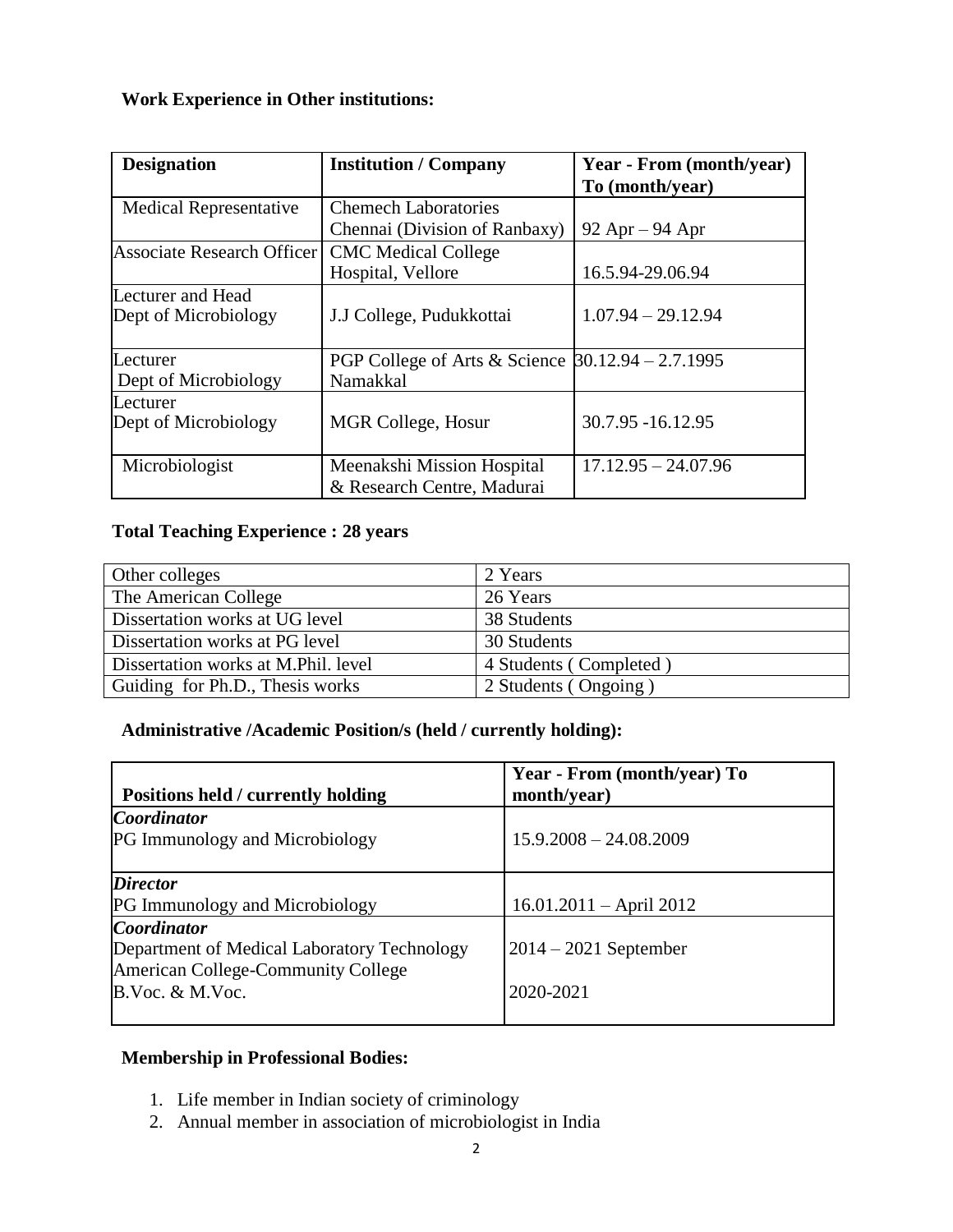**Work Experience in Other institutions:**

| Designation | Institution / Company | Year - From (month/year) To (month/year) |
|---|---|---|
| Medical Representative | Chemech Laboratories Chennai (Division of Ranbaxy) | 92 Apr – 94 Apr |
| Associate Research Officer | CMC Medical College Hospital, Vellore | 16.5.94-29.06.94 |
| Lecturer and Head Dept of Microbiology | J.J College, Pudukkottai | 1.07.94 – 29.12.94 |
| Lecturer Dept of Microbiology | PGP College of Arts & Science Namakkal | 30.12.94 – 2.7.1995 |
| Lecturer Dept of Microbiology | MGR College, Hosur | 30.7.95 -16.12.95 |
| Microbiologist | Meenakshi Mission Hospital & Research Centre, Madurai | 17.12.95 – 24.07.96 |

**Total Teaching Experience : 28 years**

| Other colleges | 2 Years |
|---|---|
| The American College | 26 Years |
| Dissertation works at UG level | 38 Students |
| Dissertation works at PG level | 30 Students |
| Dissertation works at M.Phil. level | 4 Students ( Completed ) |
| Guiding for Ph.D., Thesis works | 2 Students ( Ongoing ) |

**Administrative /Academic Position/s (held / currently holding):**

| Positions held / currently holding | Year - From (month/year) To month/year) |
|---|---|
| ***Coordinator*** PG Immunology and Microbiology | 15.9.2008 – 24.08.2009 |
| ***Director*** PG Immunology and Microbiology | 16.01.2011 – April 2012 |
| ***Coordinator*** Department of Medical Laboratory Technology American College-Community College B.Voc. & M.Voc. | 2014 – 2021 September 2020-2021 |

**Membership in Professional Bodies:**

1. Life member in Indian society of criminology
2. Annual member in association of microbiologist in India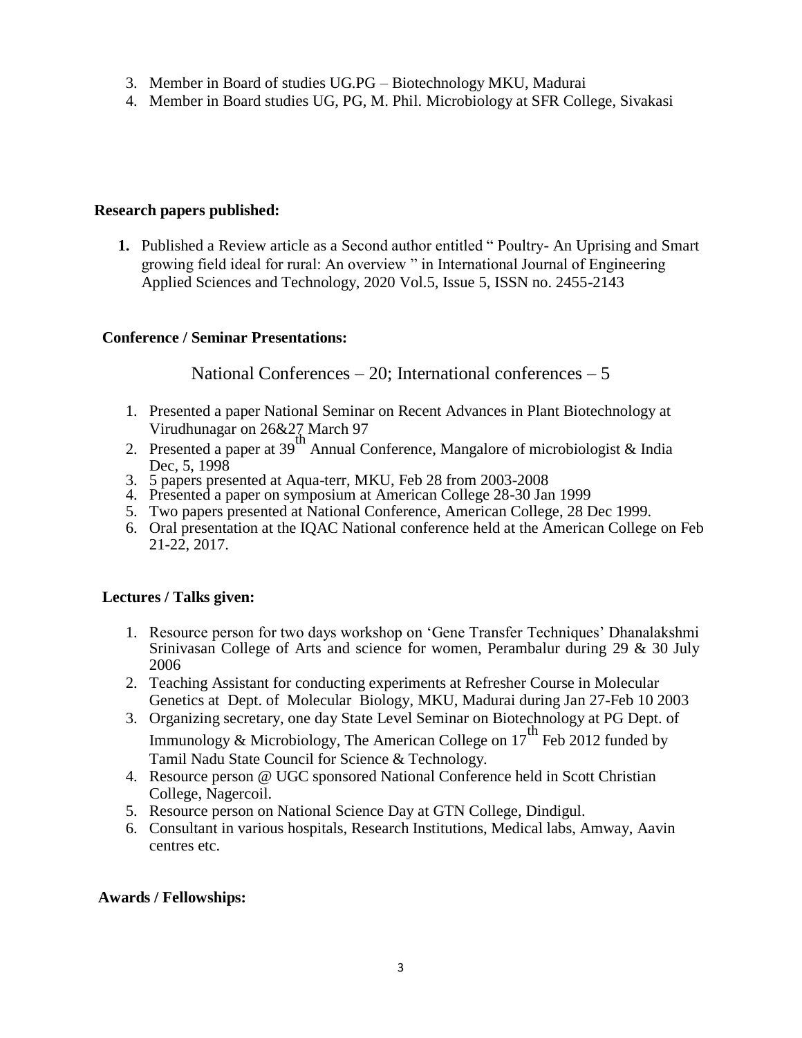3. Member in Board of studies UG.PG – Biotechnology MKU, Madurai
4. Member in Board studies UG, PG, M. Phil. Microbiology at SFR College, Sivakasi

**Research papers published:**

1. Published a Review article as a Second author entitled " Poultry- An Uprising and Smart growing field ideal for rural: An overview " in International Journal of Engineering Applied Sciences and Technology, 2020 Vol.5, Issue 5, ISSN no. 2455-2143

**Conference / Seminar Presentations:**

National Conferences – 20; International conferences – 5

1. Presented a paper National Seminar on Recent Advances in Plant Biotechnology at Virudhunagar on 26&27 March 97
2. Presented a paper at 39th Annual Conference, Mangalore of microbiologist & India Dec, 5, 1998
3. 5 papers presented at Aqua-terr, MKU, Feb 28 from 2003-2008
4. Presented a paper on symposium at American College 28-30 Jan 1999
5. Two papers presented at National Conference, American College, 28 Dec 1999.
6. Oral presentation at the IQAC National conference held at the American College on Feb 21-22, 2017.

**Lectures / Talks given:**

1. Resource person for two days workshop on 'Gene Transfer Techniques' Dhanalakshmi Srinivasan College of Arts and science for women, Perambalur during 29 & 30 July 2006
2. Teaching Assistant for conducting experiments at Refresher Course in Molecular Genetics at Dept. of Molecular Biology, MKU, Madurai during Jan 27-Feb 10 2003
3. Organizing secretary, one day State Level Seminar on Biotechnology at PG Dept. of Immunology & Microbiology, The American College on 17th Feb 2012 funded by Tamil Nadu State Council for Science & Technology.
4. Resource person @ UGC sponsored National Conference held in Scott Christian College, Nagercoil.
5. Resource person on National Science Day at GTN College, Dindigul.
6. Consultant in various hospitals, Research Institutions, Medical labs, Amway, Aavin centres etc.

**Awards / Fellowships:**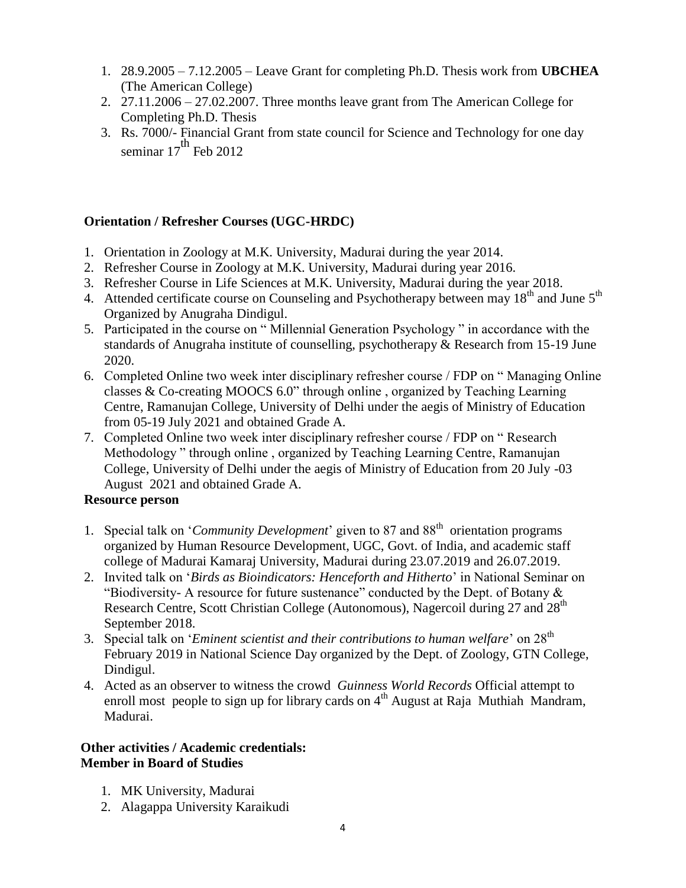1. 28.9.2005 – 7.12.2005 – Leave Grant for completing Ph.D. Thesis work from **UBCHEA** (The American College)
2. 27.11.2006 – 27.02.2007. Three months leave grant from The American College for Completing Ph.D. Thesis
3. Rs. 7000/- Financial Grant from state council for Science and Technology for one day seminar 17th Feb 2012

**Orientation / Refresher Courses (UGC-HRDC)**

1. Orientation in Zoology at M.K. University, Madurai during the year 2014.
2. Refresher Course in Zoology at M.K. University, Madurai during year 2016.
3. Refresher Course in Life Sciences at M.K. University, Madurai during the year 2018.
4. Attended certificate course on Counseling and Psychotherapy between may 18th and June 5th Organized by Anugraha Dindigul.
5. Participated in the course on " Millennial Generation Psychology " in accordance with the standards of Anugraha institute of counselling, psychotherapy & Research from 15-19 June 2020.
6. Completed Online two week inter disciplinary refresher course / FDP on " Managing Online classes & Co-creating MOOCS 6.0" through online , organized by Teaching Learning Centre, Ramanujan College, University of Delhi under the aegis of Ministry of Education from 05-19 July 2021 and obtained Grade A.
7. Completed Online two week inter disciplinary refresher course / FDP on " Research Methodology " through online , organized by Teaching Learning Centre, Ramanujan College, University of Delhi under the aegis of Ministry of Education from 20 July -03 August 2021 and obtained Grade A.

**Resource person**

1. Special talk on '*Community Development*' given to 87 and 88th orientation programs organized by Human Resource Development, UGC, Govt. of India, and academic staff college of Madurai Kamaraj University, Madurai during 23.07.2019 and 26.07.2019.
2. Invited talk on '*Birds as Bioindicators: Henceforth and Hitherto*' in National Seminar on "Biodiversity- A resource for future sustenance" conducted by the Dept. of Botany & Research Centre, Scott Christian College (Autonomous), Nagercoil during 27 and 28th September 2018.
3. Special talk on '*Eminent scientist and their contributions to human welfare*' on 28th February 2019 in National Science Day organized by the Dept. of Zoology, GTN College, Dindigul.
4. Acted as an observer to witness the crowd *Guinness World Records* Official attempt to enroll most people to sign up for library cards on 4th August at Raja Muthiah Mandram, Madurai.

**Other activities / Academic credentials:**
**Member in Board of Studies**

1. MK University, Madurai
2. Alagappa University Karaikudi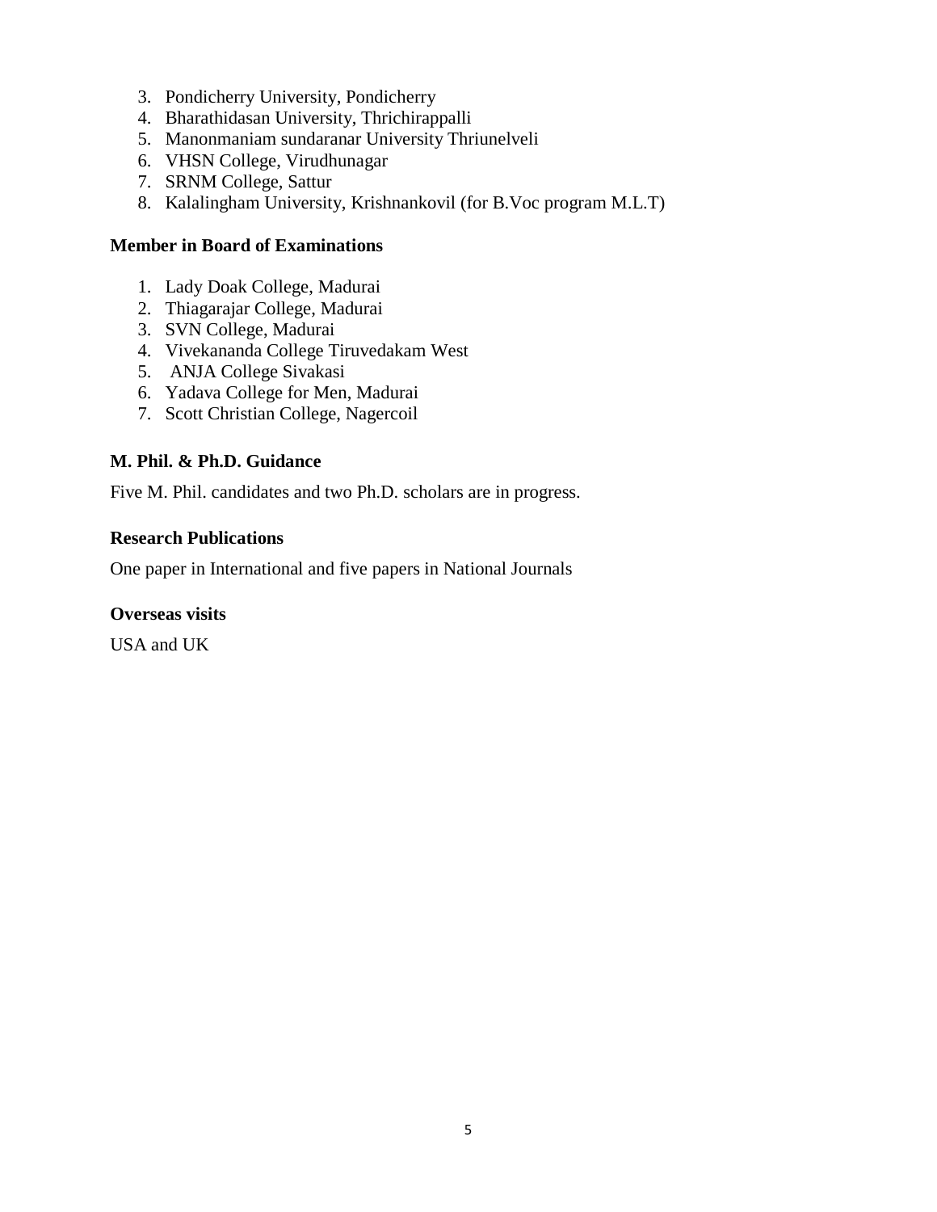3. Pondicherry University, Pondicherry
4. Bharathidasan University, Thrichirappalli
5. Manonmaniam sundaranar University Thriunelveli
6. VHSN College, Virudhunagar
7. SRNM College, Sattur
8. Kalalingham University, Krishnankovil (for B.Voc program M.L.T)

**Member in Board of Examinations**

1. Lady Doak College, Madurai
2. Thiagarajar College, Madurai
3. SVN College, Madurai
4. Vivekananda College Tiruvedakam West
5. ANJA College Sivakasi
6. Yadava College for Men, Madurai
7. Scott Christian College, Nagercoil

**M. Phil. & Ph.D. Guidance**

Five M. Phil. candidates and two Ph.D. scholars are in progress.

**Research Publications**

One paper in International and five papers in National Journals

**Overseas visits**

USA and UK